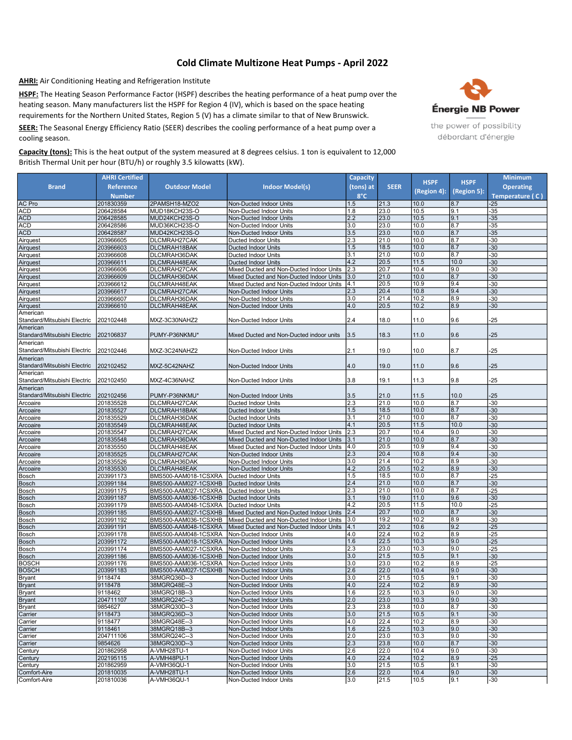# Cold Climate Multizone Heat Pumps - April 2022

**AHRI:** Air Conditioning Heating and Refrigeration Institute

**HSPF:** The Heating Season Performance Factor (HSPF) describes the heating performance of a heat pump over the heating season. Many manufacturers list the HSPF for Region 4 (IV), which is based on the space heating requirements for the Northern United States, Region 5 (V) has a climate similar to that of New Brunswick.

**SEER:** The Seasonal Energy Efficiency Ratio (SEER) describes the cooling performance of a heat pump over a cooling season.

**Capacity (tons):** This is the heat output of the system measured at 8 degrees celsius. 1 ton is equivalent to 12,000 British Thermal Unit per hour (BTU/h) or roughly 3.5 kilowatts (kW).

Énergie NB Power
the power of possibility
débordant d'énergie

| Brand | AHRI Certified Reference Number | Outdoor Model | Indoor Model(s) | Capacity (tons) at 8°C | SEER | HSPF (Region 4): | HSPF (Region 5): | Minimum Operating Temperature ( C ) |
|---|---|---|---|---|---|---|---|---|
| AC Pro | 201830359 | 2PAMSH18-MZO2 | Non-Ducted Indoor Units | 1.5 | 21.3 | 10.0 | 8.7 | -25 |
| ACD | 206428584 | MUD18KCH23S-O | Non-Ducted Indoor Units | 1.8 | 23.0 | 10.5 | 9.1 | -35 |
| ACD | 206428585 | MUD24KCH23S-O | Non-Ducted Indoor Units | 2.2 | 23.0 | 10.5 | 9.1 | -35 |
| ACD | 206428586 | MUD36KCH23S-O | Non-Ducted Indoor Units | 3.0 | 23.0 | 10.0 | 8.7 | -35 |
| ACD | 206428587 | MUD42KCH23S-O | Non-Ducted Indoor Units | 3.5 | 23.0 | 10.0 | 8.7 | -35 |
| Airquest | 203966605 | DLCMRAH27CAK | Ducted Indoor Units | 2.3 | 21.0 | 10.0 | 8.7 | -30 |
| Airquest | 203966603 | DLCMRAH18BAK | Ducted Indoor Units | 1.5 | 18.5 | 10.0 | 8.7 | -30 |
| Airquest | 203966608 | DLCMRAH36DAK | Ducted Indoor Units | 3.1 | 21.0 | 10.0 | 8.7 | -30 |
| Airquest | 203966611 | DLCMRAH48EAK | Ducted Indoor Units | 4.2 | 20.5 | 11.5 | 10.0 | -30 |
| Airquest | 203966606 | DLCMRAH27CAK | Mixed Ducted and Non-Ducted Indoor Units | 2.3 | 20.7 | 10.4 | 9.0 | -30 |
| Airquest | 203966609 | DLCMRAH36DAK | Mixed Ducted and Non-Ducted Indoor Units | 3.0 | 21.0 | 10.0 | 8.7 | -30 |
| Airquest | 203966612 | DLCMRAH48EAK | Mixed Ducted and Non-Ducted Indoor Units | 4.1 | 20.5 | 10.9 | 9.4 | -30 |
| Airquest | 203966617 | DLCMRAH27CAK | Non-Ducted Indoor Units | 2.3 | 20.4 | 10.8 | 9.4 | -30 |
| Airquest | 203966607 | DLCMRAH36DAK | Non-Ducted Indoor Units | 3.0 | 21.4 | 10.2 | 8.9 | -30 |
| Airquest | 203966610 | DLCMRAH48EAK | Non-Ducted Indoor Units | 4.0 | 20.5 | 10.2 | 8.9 | -30 |
| American Standard/Mitsubishi Electric | 202102448 | MXZ-3C30NAHZ2 | Non-Ducted Indoor Units | 2.4 | 18.0 | 11.0 | 9.6 | -25 |
| American Standard/Mitsubishi Electric | 202106837 | PUMY-P36NKMU* | Mixed Ducted and Non-Ducted indoor units | 3.5 | 18.3 | 11.0 | 9.6 | -25 |
| American Standard/Mitsubishi Electric | 202102446 | MXZ-3C24NAHZ2 | Non-Ducted Indoor Units | 2.1 | 19.0 | 10.0 | 8.7 | -25 |
| American Standard/Mitsubishi Electric | 202102452 | MXZ-5C42NAHZ | Non-Ducted Indoor Units | 4.0 | 19.0 | 11.0 | 9.6 | -25 |
| American Standard/Mitsubishi Electric | 202102450 | MXZ-4C36NAHZ | Non-Ducted Indoor Units | 3.8 | 19.1 | 11.3 | 9.8 | -25 |
| American Standard/Mitsubishi Electric | 202102456 | PUMY-P36NKMU* | Non-Ducted Indoor Units | 3.5 | 21.0 | 11.5 | 10.0 | -25 |
| Arcoaire | 201835528 | DLCMRAH27CAK | Ducted Indoor Units | 2.3 | 21.0 | 10.0 | 8.7 | -30 |
| Arcoaire | 201835527 | DLCMRAH18BAK | Ducted Indoor Units | 1.5 | 18.5 | 10.0 | 8.7 | -30 |
| Arcoaire | 201835529 | DLCMRAH36DAK | Ducted Indoor Units | 3.1 | 21.0 | 10.0 | 8.7 | -30 |
| Arcoaire | 201835549 | DLCMRAH48EAK | Ducted Indoor Units | 4.1 | 20.5 | 11.5 | 10.0 | -30 |
| Arcoaire | 201835547 | DLCMRAH27CAK | Mixed Ducted and Non-Ducted Indoor Units | 2.3 | 20.7 | 10.4 | 9.0 | -30 |
| Arcoaire | 201835548 | DLCMRAH36DAK | Mixed Ducted and Non-Ducted Indoor Units | 3.1 | 21.0 | 10.0 | 8.7 | -30 |
| Arcoaire | 201835550 | DLCMRAH48EAK | Mixed Ducted and Non-Ducted Indoor Units | 4.0 | 20.5 | 10.9 | 9.4 | -30 |
| Arcoaire | 201835525 | DLCMRAH27CAK | Non-Ducted Indoor Units | 2.3 | 20.4 | 10.8 | 9.4 | -30 |
| Arcoaire | 201835526 | DLCMRAH36DAK | Non-Ducted Indoor Units | 3.0 | 21.4 | 10.2 | 8.9 | -30 |
| Arcoaire | 201835530 | DLCMRAH48EAK | Non-Ducted Indoor Units | 4.2 | 20.5 | 10.2 | 8.9 | -30 |
| Bosch | 203991173 | BMS500-AAM018-1CSXRA | Ducted Indoor Units | 1.5 | 18.5 | 10.0 | 8.7 | -25 |
| Bosch | 203991184 | BMS500-AAM027-1CSXHB | Ducted Indoor Units | 2.4 | 21.0 | 10.0 | 8.7 | -30 |
| Bosch | 203991175 | BMS500-AAM027-1CSXRA | Ducted Indoor Units | 2.3 | 21.0 | 10.0 | 8.7 | -25 |
| Bosch | 203991187 | BMS500-AAM036-1CSXHB | Ducted Indoor Units | 3.1 | 19.0 | 11.0 | 9.6 | -30 |
| Bosch | 203991179 | BMS500-AAM048-1CSXRA | Ducted Indoor Units | 4.2 | 20.5 | 11.5 | 10.0 | -25 |
| Bosch | 203991185 | BMS500-AAM027-1CSXHB | Mixed Ducted and Non-Ducted Indoor Units | 2.4 | 20.7 | 10.0 | 8.7 | -30 |
| Bosch | 203991192 | BMS500-AAM036-1CSXHB | Mixed Ducted and Non-Ducted Indoor Units | 3.0 | 19.2 | 10.2 | 8.9 | -30 |
| Bosch | 203991191 | BMS500-AAM048-1CSXRA | Mixed Ducted and Non-Ducted Indoor Units | 4.1 | 20.2 | 10.6 | 9.2 | -25 |
| Bosch | 203991178 | BMS500-AAM048-1CSXRA | Non-Ducted Indoor Units | 4.0 | 22.4 | 10.2 | 8.9 | -25 |
| Bosch | 203991172 | BMS500-AAM018-1CSXRA | Non-Ducted Indoor Units | 1.6 | 22.5 | 10.3 | 9.0 | -25 |
| Bosch | 203991174 | BMS500-AAM027-1CSXRA | Non-Ducted Indoor Units | 2.3 | 23.0 | 10.3 | 9.0 | -25 |
| Bosch | 203991186 | BMS500-AAM036-1CSXHB | Non-Ducted Indoor Units | 3.0 | 21.5 | 10.5 | 9.1 | -30 |
| BOSCH | 203991176 | BMS500-AAM036-1CSXRA | Non-Ducted Indoor Units | 3.0 | 23.0 | 10.2 | 8.9 | -25 |
| BOSCH | 203991183 | BMS500-AAM027-1CSXHB | Non-Ducted Indoor Units | 2.6 | 22.0 | 10.4 | 9.0 | -30 |
| Bryant | 9118474 | 38MGRQ36D--3 | Non-Ducted Indoor Units | 3.0 | 21.5 | 10.5 | 9.1 | -30 |
| Bryant | 9118478 | 38MGRQ48E--3 | Non-Ducted Indoor Units | 4.0 | 22.4 | 10.2 | 8.9 | -30 |
| Bryant | 9118462 | 38MGRQ18B--3 | Non-Ducted Indoor Units | 1.6 | 22.5 | 10.3 | 9.0 | -30 |
| Bryant | 204711107 | 38MGRQ24C--3 | Non-Ducted Indoor Units | 2.0 | 23.0 | 10.3 | 9.0 | -30 |
| Bryant | 9854627 | 38MGRQ30D--3 | Non-Ducted Indoor Units | 2.3 | 23.8 | 10.0 | 8.7 | -30 |
| Carrier | 9118473 | 38MGRQ36D--3 | Non-Ducted Indoor Units | 3.0 | 21.5 | 10.5 | 9.1 | -30 |
| Carrier | 9118477 | 38MGRQ48E--3 | Non-Ducted Indoor Units | 4.0 | 22.4 | 10.2 | 8.9 | -30 |
| Carrier | 9118461 | 38MGRQ18B--3 | Non-Ducted Indoor Units | 1.6 | 22.5 | 10.3 | 9.0 | -30 |
| Carrier | 204711106 | 38MGRQ24C--3 | Non-Ducted Indoor Units | 2.0 | 23.0 | 10.3 | 9.0 | -30 |
| Carrier | 9854626 | 38MGRQ30D--3 | Non-Ducted Indoor Units | 2.3 | 23.8 | 10.0 | 8.7 | -30 |
| Century | 201862958 | A-VMH28TU-1 | Non-Ducted Indoor Units | 2.6 | 22.0 | 10.4 | 9.0 | -30 |
| Century | 202195115 | A-VMH48PU-1 | Non-Ducted Indoor Units | 4.0 | 22.4 | 10.2 | 8.9 | -25 |
| Century | 201862959 | A-VMH36QU-1 | Non-Ducted Indoor Units | 3.0 | 21.5 | 10.5 | 9.1 | -30 |
| Comfort-Aire | 201810035 | A-VMH28TU-1 | Non-Ducted Indoor Units | 2.6 | 22.0 | 10.4 | 9.0 | -30 |
| Comfort-Aire | 201810036 | A-VMH36QU-1 | Non-Ducted Indoor Units | 3.0 | 21.5 | 10.5 | 9.1 | -30 |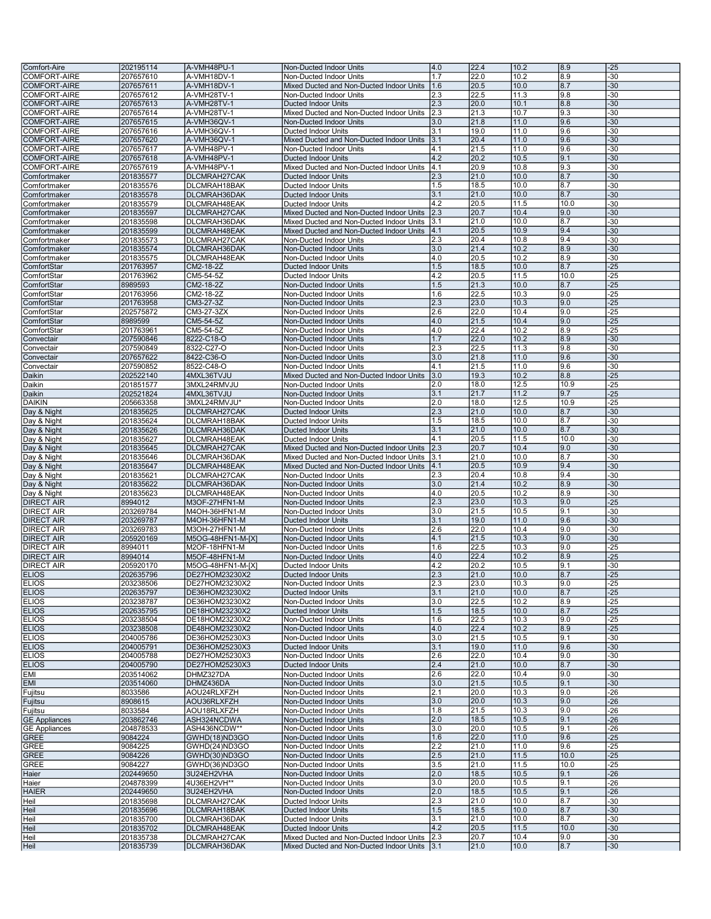| | | | | | | | | |
|---|---|---|---|---|---|---|---|---|
| Comfort-Aire | 202195114 | A-VMH48PU-1 | Non-Ducted Indoor Units | 4.0 | 22.4 | 10.2 | 8.9 | -25 |
| COMFORT-AIRE | 207657610 | A-VMH18DV-1 | Non-Ducted Indoor Units | 1.7 | 22.0 | 10.2 | 8.9 | -30 |
| COMFORT-AIRE | 207657611 | A-VMH18DV-1 | Mixed Ducted and Non-Ducted Indoor Units | 1.6 | 20.5 | 10.0 | 8.7 | -30 |
| COMFORT-AIRE | 207657612 | A-VMH28TV-1 | Non-Ducted Indoor Units | 2.3 | 22.5 | 11.3 | 9.8 | -30 |
| COMFORT-AIRE | 207657613 | A-VMH28TV-1 | Ducted Indoor Units | 2.3 | 20.0 | 10.1 | 8.8 | -30 |
| COMFORT-AIRE | 207657614 | A-VMH28TV-1 | Mixed Ducted and Non-Ducted Indoor Units | 2.3 | 21.3 | 10.7 | 9.3 | -30 |
| COMFORT-AIRE | 207657615 | A-VMH36QV-1 | Non-Ducted Indoor Units | 3.0 | 21.8 | 11.0 | 9.6 | -30 |
| COMFORT-AIRE | 207657616 | A-VMH36QV-1 | Ducted Indoor Units | 3.1 | 19.0 | 11.0 | 9.6 | -30 |
| COMFORT-AIRE | 207657620 | A-VMH36QV-1 | Mixed Ducted and Non-Ducted Indoor Units | 3.1 | 20.4 | 11.0 | 9.6 | -30 |
| COMFORT-AIRE | 207657617 | A-VMH48PV-1 | Non-Ducted Indoor Units | 4.1 | 21.5 | 11.0 | 9.6 | -30 |
| COMFORT-AIRE | 207657618 | A-VMH48PV-1 | Ducted Indoor Units | 4.2 | 20.2 | 10.5 | 9.1 | -30 |
| COMFORT-AIRE | 207657619 | A-VMH48PV-1 | Mixed Ducted and Non-Ducted Indoor Units | 4.1 | 20.9 | 10.8 | 9.3 | -30 |
| Comfortmaker | 201835577 | DLCMRAH27CAK | Ducted Indoor Units | 2.3 | 21.0 | 10.0 | 8.7 | -30 |
| Comfortmaker | 201835576 | DLCMRAH18BAK | Ducted Indoor Units | 1.5 | 18.5 | 10.0 | 8.7 | -30 |
| Comfortmaker | 201835578 | DLCMRAH36DAK | Ducted Indoor Units | 3.1 | 21.0 | 10.0 | 8.7 | -30 |
| Comfortmaker | 201835579 | DLCMRAH48EAK | Ducted Indoor Units | 4.2 | 20.5 | 11.5 | 10.0 | -30 |
| Comfortmaker | 201835597 | DLCMRAH27CAK | Mixed Ducted and Non-Ducted Indoor Units | 2.3 | 20.7 | 10.4 | 9.0 | -30 |
| Comfortmaker | 201835598 | DLCMRAH36DAK | Mixed Ducted and Non-Ducted Indoor Units | 3.1 | 21.0 | 10.0 | 8.7 | -30 |
| Comfortmaker | 201835599 | DLCMRAH48EAK | Mixed Ducted and Non-Ducted Indoor Units | 4.1 | 20.5 | 10.9 | 9.4 | -30 |
| Comfortmaker | 201835573 | DLCMRAH27CAK | Non-Ducted Indoor Units | 2.3 | 20.4 | 10.8 | 9.4 | -30 |
| Comfortmaker | 201835574 | DLCMRAH36DAK | Non-Ducted Indoor Units | 3.0 | 21.4 | 10.2 | 8.9 | -30 |
| Comfortmaker | 201835575 | DLCMRAH48EAK | Non-Ducted Indoor Units | 4.0 | 20.5 | 10.2 | 8.9 | -30 |
| ComfortStar | 201763957 | CM2-18-2Z | Ducted Indoor Units | 1.5 | 18.5 | 10.0 | 8.7 | -25 |
| ComfortStar | 201763962 | CM5-54-5Z | Ducted Indoor Units | 4.2 | 20.5 | 11.5 | 10.0 | -25 |
| ComfortStar | 8989593 | CM2-18-2Z | Non-Ducted Indoor Units | 1.5 | 21.3 | 10.0 | 8.7 | -25 |
| ComfortStar | 201763956 | CM2-18-2Z | Non-Ducted Indoor Units | 1.6 | 22.5 | 10.3 | 9.0 | -25 |
| ComfortStar | 201763958 | CM3-27-3Z | Non-Ducted Indoor Units | 2.3 | 23.0 | 10.3 | 9.0 | -25 |
| ComfortStar | 202575872 | CM3-27-3ZX | Non-Ducted Indoor Units | 2.6 | 22.0 | 10.4 | 9.0 | -25 |
| ComfortStar | 8989599 | CM5-54-5Z | Non-Ducted Indoor Units | 4.0 | 21.5 | 10.4 | 9.0 | -25 |
| ComfortStar | 201763961 | CM5-54-5Z | Non-Ducted Indoor Units | 4.0 | 22.4 | 10.2 | 8.9 | -25 |
| Convectair | 207590846 | 8222-C18-O | Non-Ducted Indoor Units | 1.7 | 22.0 | 10.2 | 8.9 | -30 |
| Convectair | 207590849 | 8322-C27-O | Non-Ducted Indoor Units | 2.3 | 22.5 | 11.3 | 9.8 | -30 |
| Convectair | 207657622 | 8422-C36-O | Non-Ducted Indoor Units | 3.0 | 21.8 | 11.0 | 9.6 | -30 |
| Convectair | 207590852 | 8522-C48-O | Non-Ducted Indoor Units | 4.1 | 21.5 | 11.0 | 9.6 | -30 |
| Daikin | 202522140 | 4MXL36TVJU | Mixed Ducted and Non-Ducted Indoor Units | 3.0 | 19.3 | 10.2 | 8.8 | -25 |
| Daikin | 201851577 | 3MXL24RMVJU | Non-Ducted Indoor Units | 2.0 | 18.0 | 12.5 | 10.9 | -25 |
| Daikin | 202521824 | 4MXL36TVJU | Non-Ducted Indoor Units | 3.1 | 21.7 | 11.2 | 9.7 | -25 |
| DAIKIN | 205663358 | 3MXL24RMVJU* | Non-Ducted Indoor Units | 2.0 | 18.0 | 12.5 | 10.9 | -25 |
| Day & Night | 201835625 | DLCMRAH27CAK | Ducted Indoor Units | 2.3 | 21.0 | 10.0 | 8.7 | -30 |
| Day & Night | 201835624 | DLCMRAH18BAK | Ducted Indoor Units | 1.5 | 18.5 | 10.0 | 8.7 | -30 |
| Day & Night | 201835626 | DLCMRAH36DAK | Ducted Indoor Units | 3.1 | 21.0 | 10.0 | 8.7 | -30 |
| Day & Night | 201835627 | DLCMRAH48EAK | Ducted Indoor Units | 4.1 | 20.5 | 11.5 | 10.0 | -30 |
| Day & Night | 201835645 | DLCMRAH27CAK | Mixed Ducted and Non-Ducted Indoor Units | 2.3 | 20.7 | 10.4 | 9.0 | -30 |
| Day & Night | 201835646 | DLCMRAH36DAK | Mixed Ducted and Non-Ducted Indoor Units | 3.1 | 21.0 | 10.0 | 8.7 | -30 |
| Day & Night | 201835647 | DLCMRAH48EAK | Mixed Ducted and Non-Ducted Indoor Units | 4.1 | 20.5 | 10.9 | 9.4 | -30 |
| Day & Night | 201835621 | DLCMRAH27CAK | Non-Ducted Indoor Units | 2.3 | 20.4 | 10.8 | 9.4 | -30 |
| Day & Night | 201835622 | DLCMRAH36DAK | Non-Ducted Indoor Units | 3.0 | 21.4 | 10.2 | 8.9 | -30 |
| Day & Night | 201835623 | DLCMRAH48EAK | Non-Ducted Indoor Units | 4.0 | 20.5 | 10.2 | 8.9 | -30 |
| DIRECT AIR | 8994012 | M3OF-27HFN1-M | Non-Ducted Indoor Units | 2.3 | 23.0 | 10.3 | 9.0 | -25 |
| DIRECT AIR | 203269784 | M4OH-36HFN1-M | Non-Ducted Indoor Units | 3.0 | 21.5 | 10.5 | 9.1 | -30 |
| DIRECT AIR | 203269787 | M4OH-36HFN1-M | Ducted Indoor Units | 3.1 | 19.0 | 11.0 | 9.6 | -30 |
| DIRECT AIR | 203269783 | M3OH-27HFN1-M | Non-Ducted Indoor Units | 2.6 | 22.0 | 10.4 | 9.0 | -30 |
| DIRECT AIR | 205920169 | M5OG-48HFN1-M-[X] | Non-Ducted Indoor Units | 4.1 | 21.5 | 10.3 | 9.0 | -30 |
| DIRECT AIR | 8994011 | M2OF-18HFN1-M | Non-Ducted Indoor Units | 1.6 | 22.5 | 10.3 | 9.0 | -25 |
| DIRECT AIR | 8994014 | M5OF-48HFN1-M | Non-Ducted Indoor Units | 4.0 | 22.4 | 10.2 | 8.9 | -25 |
| DIRECT AIR | 205920170 | M5OG-48HFN1-M-[X] | Ducted Indoor Units | 4.2 | 20.2 | 10.5 | 9.1 | -30 |
| ELIOS | 202635796 | DE27HOM23230X2 | Ducted Indoor Units | 2.3 | 21.0 | 10.0 | 8.7 | -25 |
| ELIOS | 203238506 | DE27HOM23230X2 | Non-Ducted Indoor Units | 2.3 | 23.0 | 10.3 | 9.0 | -25 |
| ELIOS | 202635797 | DE36HOM23230X2 | Ducted Indoor Units | 3.1 | 21.0 | 10.0 | 8.7 | -25 |
| ELIOS | 203238787 | DE36HOM23230X2 | Non-Ducted Indoor Units | 3.0 | 22.5 | 10.2 | 8.9 | -25 |
| ELIOS | 202635795 | DE18HOM23230X2 | Ducted Indoor Units | 1.5 | 18.5 | 10.0 | 8.7 | -25 |
| ELIOS | 203238504 | DE18HOM23230X2 | Non-Ducted Indoor Units | 1.6 | 22.5 | 10.3 | 9.0 | -25 |
| ELIOS | 203238508 | DE48HOM23230X2 | Non-Ducted Indoor Units | 4.0 | 22.4 | 10.2 | 8.9 | -25 |
| ELIOS | 204005786 | DE36HOM25230X3 | Non-Ducted Indoor Units | 3.0 | 21.5 | 10.5 | 9.1 | -30 |
| ELIOS | 204005791 | DE36HOM25230X3 | Ducted Indoor Units | 3.1 | 19.0 | 11.0 | 9.6 | -30 |
| ELIOS | 204005788 | DE27HOM25230X3 | Non-Ducted Indoor Units | 2.6 | 22.0 | 10.4 | 9.0 | -30 |
| ELIOS | 204005790 | DE27HOM25230X3 | Ducted Indoor Units | 2.4 | 21.0 | 10.0 | 8.7 | -30 |
| EMI | 203514062 | DHMZ327DA | Non-Ducted Indoor Units | 2.6 | 22.0 | 10.4 | 9.0 | -30 |
| EMI | 203514060 | DHMZ436DA | Non-Ducted Indoor Units | 3.0 | 21.5 | 10.5 | 9.1 | -30 |
| Fujitsu | 8033586 | AOU24RLXFZH | Non-Ducted Indoor Units | 2.1 | 20.0 | 10.3 | 9.0 | -26 |
| Fujitsu | 8908615 | AOU36RLXFZH | Non-Ducted Indoor Units | 3.0 | 20.0 | 10.3 | 9.0 | -26 |
| Fujitsu | 8033584 | AOU18RLXFZH | Non-Ducted Indoor Units | 1.8 | 21.5 | 10.3 | 9.0 | -26 |
| GE Appliances | 203862746 | ASH324NCDWA | Non-Ducted Indoor Units | 2.0 | 18.5 | 10.5 | 9.1 | -26 |
| GE Appliances | 204878533 | ASH436NCDW** | Non-Ducted Indoor Units | 3.0 | 20.0 | 10.5 | 9.1 | -26 |
| GREE | 9084224 | GWHD(18)ND3GO | Non-Ducted Indoor Units | 1.6 | 22.0 | 11.0 | 9.6 | -25 |
| GREE | 9084225 | GWHD(24)ND3GO | Non-Ducted Indoor Units | 2.2 | 21.0 | 11.0 | 9.6 | -25 |
| GREE | 9084226 | GWHD(30)ND3GO | Non-Ducted Indoor Units | 2.5 | 21.0 | 11.5 | 10.0 | -25 |
| GREE | 9084227 | GWHD(36)ND3GO | Non-Ducted Indoor Units | 3.5 | 21.0 | 11.5 | 10.0 | -25 |
| Haier | 202449650 | 3U24EH2VHA | Non-Ducted Indoor Units | 2.0 | 18.5 | 10.5 | 9.1 | -26 |
| Haier | 204878399 | 4U36EH2VH** | Non-Ducted Indoor Units | 3.0 | 20.0 | 10.5 | 9.1 | -26 |
| HAIER | 202449650 | 3U24EH2VHA | Non-Ducted Indoor Units | 2.0 | 18.5 | 10.5 | 9.1 | -26 |
| Heil | 201835698 | DLCMRAH27CAK | Ducted Indoor Units | 2.3 | 21.0 | 10.0 | 8.7 | -30 |
| Heil | 201835696 | DLCMRAH18BAK | Ducted Indoor Units | 1.5 | 18.5 | 10.0 | 8.7 | -30 |
| Heil | 201835700 | DLCMRAH36DAK | Ducted Indoor Units | 3.1 | 21.0 | 10.0 | 8.7 | -30 |
| Heil | 201835702 | DLCMRAH48EAK | Ducted Indoor Units | 4.2 | 20.5 | 11.5 | 10.0 | -30 |
| Heil | 201835738 | DLCMRAH27CAK | Mixed Ducted and Non-Ducted Indoor Units | 2.3 | 20.7 | 10.4 | 9.0 | -30 |
| Heil | 201835739 | DLCMRAH36DAK | Mixed Ducted and Non-Ducted Indoor Units | 3.1 | 21.0 | 10.0 | 8.7 | -30 |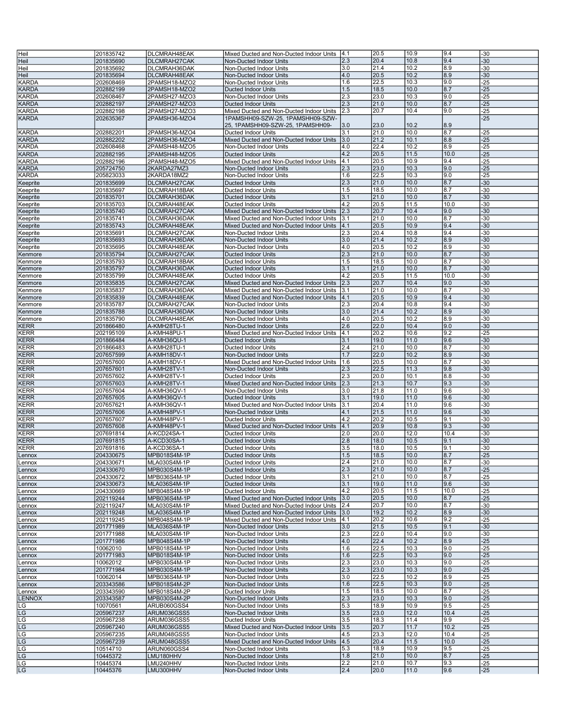| | | | | | | | | |
|---|---|---|---|---|---|---|---|---|
| Heil | 201835742 | DLCMRAH48EAK | Mixed Ducted and Non-Ducted Indoor Units | 4.1 | 20.5 | 10.9 | 9.4 | -30 |
| Heil | 201835690 | DLCMRAH27CAK | Non-Ducted Indoor Units | 2.3 | 20.4 | 10.8 | 9.4 | -30 |
| Heil | 201835692 | DLCMRAH36DAK | Non-Ducted Indoor Units | 3.0 | 21.4 | 10.2 | 8.9 | -30 |
| Heil | 201835694 | DLCMRAH48EAK | Non-Ducted Indoor Units | 4.0 | 20.5 | 10.2 | 8.9 | -30 |
| KARDA | 202608469 | 2PAMSH18-MZO2 | Non-Ducted Indoor Units | 1.6 | 22.5 | 10.3 | 9.0 | -25 |
| KARDA | 202882199 | 2PAMSH18-MZO2 | Ducted Indoor Units | 1.5 | 18.5 | 10.0 | 8.7 | -25 |
| KARDA | 202608467 | 2PAMSH27-MZO3 | Non-Ducted Indoor Units | 2.3 | 23.0 | 10.3 | 9.0 | -25 |
| KARDA | 202882197 | 2PAMSH27-MZO3 | Ducted Indoor Units | 2.3 | 21.0 | 10.0 | 8.7 | -25 |
| KARDA | 202882198 | 2PAMSH27-MZO3 | Mixed Ducted and Non-Ducted Indoor Units | 2.3 | 20.7 | 10.4 | 9.0 | -25 |
| KARDA | 202635367 | 2PAMSH36-MZO4 | 1PAMSHH09-SZW-25, 1PAMSHH09-SZW-25, 1PAMSHH09-SZW-25, 1PAMSHH09- | 3.0 | 23.0 | 10.2 | 8.9 | -25 |
| KARDA | 202882201 | 2PAMSH36-MZO4 | Ducted Indoor Units | 3.1 | 21.0 | 10.0 | 8.7 | -25 |
| KARDA | 202882202 | 2PAMSH36-MZO4 | Mixed Ducted and Non-Ducted Indoor Units | 3.0 | 21.2 | 10.1 | 8.8 | -25 |
| KARDA | 202608468 | 2PAMSH48-MZO5 | Non-Ducted Indoor Units | 4.0 | 22.4 | 10.2 | 8.9 | -25 |
| KARDA | 202882195 | 2PAMSH48-MZO5 | Ducted Indoor Units | 4.2 | 20.5 | 11.5 | 10.0 | -25 |
| KARDA | 202882196 | 2PAMSH48-MZO5 | Mixed Ducted and Non-Ducted Indoor Units | 4.1 | 20.5 | 10.9 | 9.4 | -25 |
| KARDA | 205724750 | 2KARDA27MZ3 | Non-Ducted Indoor Units | 2.3 | 23.0 | 10.3 | 9.0 | -25 |
| KARDA | 205823033 | 2KARDA18MZ2 | Non-Ducted Indoor Units | 1.6 | 22.5 | 10.3 | 9.0 | -25 |
| Keeprite | 201835699 | DLCMRAH27CAK | Ducted Indoor Units | 2.3 | 21.0 | 10.0 | 8.7 | -30 |
| Keeprite | 201835697 | DLCMRAH18BAK | Ducted Indoor Units | 1.5 | 18.5 | 10.0 | 8.7 | -30 |
| Keeprite | 201835701 | DLCMRAH36DAK | Ducted Indoor Units | 3.1 | 21.0 | 10.0 | 8.7 | -30 |
| Keeprite | 201835703 | DLCMRAH48EAK | Ducted Indoor Units | 4.2 | 20.5 | 11.5 | 10.0 | -30 |
| Keeprite | 201835740 | DLCMRAH27CAK | Mixed Ducted and Non-Ducted Indoor Units | 2.3 | 20.7 | 10.4 | 9.0 | -30 |
| Keeprite | 201835741 | DLCMRAH36DAK | Mixed Ducted and Non-Ducted Indoor Units | 3.1 | 21.0 | 10.0 | 8.7 | -30 |
| Keeprite | 201835743 | DLCMRAH48EAK | Mixed Ducted and Non-Ducted Indoor Units | 4.1 | 20.5 | 10.9 | 9.4 | -30 |
| Keeprite | 201835691 | DLCMRAH27CAK | Non-Ducted Indoor Units | 2.3 | 20.4 | 10.8 | 9.4 | -30 |
| Keeprite | 201835693 | DLCMRAH36DAK | Non-Ducted Indoor Units | 3.0 | 21.4 | 10.2 | 8.9 | -30 |
| Keeprite | 201835695 | DLCMRAH48EAK | Non-Ducted Indoor Units | 4.0 | 20.5 | 10.2 | 8.9 | -30 |
| Kenmore | 201835794 | DLCMRAH27CAK | Ducted Indoor Units | 2.3 | 21.0 | 10.0 | 8.7 | -30 |
| Kenmore | 201835793 | DLCMRAH18BAK | Ducted Indoor Units | 1.5 | 18.5 | 10.0 | 8.7 | -30 |
| Kenmore | 201835797 | DLCMRAH36DAK | Ducted Indoor Units | 3.1 | 21.0 | 10.0 | 8.7 | -30 |
| Kenmore | 201835799 | DLCMRAH48EAK | Ducted Indoor Units | 4.2 | 20.5 | 11.5 | 10.0 | -30 |
| Kenmore | 201835835 | DLCMRAH27CAK | Mixed Ducted and Non-Ducted Indoor Units | 2.3 | 20.7 | 10.4 | 9.0 | -30 |
| Kenmore | 201835837 | DLCMRAH36DAK | Mixed Ducted and Non-Ducted Indoor Units | 3.1 | 21.0 | 10.0 | 8.7 | -30 |
| Kenmore | 201835839 | DLCMRAH48EAK | Mixed Ducted and Non-Ducted Indoor Units | 4.1 | 20.5 | 10.9 | 9.4 | -30 |
| Kenmore | 201835787 | DLCMRAH27CAK | Non-Ducted Indoor Units | 2.3 | 20.4 | 10.8 | 9.4 | -30 |
| Kenmore | 201835788 | DLCMRAH36DAK | Non-Ducted Indoor Units | 3.0 | 21.4 | 10.2 | 8.9 | -30 |
| Kenmore | 201835790 | DLCMRAH48EAK | Non-Ducted Indoor Units | 4.0 | 20.5 | 10.2 | 8.9 | -30 |
| KERR | 201866480 | A-KMH28TU-1 | Non-Ducted Indoor Units | 2.6 | 22.0 | 10.4 | 9.0 | -30 |
| KERR | 202195109 | A-KMH48PU-1 | Mixed Ducted and Non-Ducted Indoor Units | 4.1 | 20.2 | 10.6 | 9.2 | -25 |
| KERR | 201866484 | A-KMH36QU-1 | Ducted Indoor Units | 3.1 | 19.0 | 11.0 | 9.6 | -30 |
| KERR | 201866483 | A-KMH28TU-1 | Ducted Indoor Units | 2.4 | 21.0 | 10.0 | 8.7 | -30 |
| KERR | 207657599 | A-KMH18DV-1 | Non-Ducted Indoor Units | 1.7 | 22.0 | 10.2 | 8.9 | -30 |
| KERR | 207657600 | A-KMH18DV-1 | Mixed Ducted and Non-Ducted Indoor Units | 1.6 | 20.5 | 10.0 | 8.7 | -30 |
| KERR | 207657601 | A-KMH28TV-1 | Non-Ducted Indoor Units | 2.3 | 22.5 | 11.3 | 9.8 | -30 |
| KERR | 207657602 | A-KMH28TV-1 | Ducted Indoor Units | 2.3 | 20.0 | 10.1 | 8.8 | -30 |
| KERR | 207657603 | A-KMH28TV-1 | Mixed Ducted and Non-Ducted Indoor Units | 2.3 | 21.3 | 10.7 | 9.3 | -30 |
| KERR | 207657604 | A-KMH36QV-1 | Non-Ducted Indoor Units | 3.0 | 21.8 | 11.0 | 9.6 | -30 |
| KERR | 207657605 | A-KMH36QV-1 | Ducted Indoor Units | 3.1 | 19.0 | 11.0 | 9.6 | -30 |
| KERR | 207657621 | A-KMH36QV-1 | Mixed Ducted and Non-Ducted Indoor Units | 3.1 | 20.4 | 11.0 | 9.6 | -30 |
| KERR | 207657606 | A-KMH48PV-1 | Non-Ducted Indoor Units | 4.1 | 21.5 | 11.0 | 9.6 | -30 |
| KERR | 207657607 | A-KMH48PV-1 | Ducted Indoor Units | 4.2 | 20.2 | 10.5 | 9.1 | -30 |
| KERR | 207657608 | A-KMH48PV-1 | Mixed Ducted and Non-Ducted Indoor Units | 4.1 | 20.9 | 10.8 | 9.3 | -30 |
| KERR | 207691814 | A-KCD24SA-1 | Ducted Indoor Units | 2.0 | 20.0 | 12.0 | 10.4 | -30 |
| KERR | 207691815 | A-KCD30SA-1 | Ducted Indoor Units | 2.8 | 18.0 | 10.5 | 9.1 | -30 |
| KERR | 207691816 | A-KCD36SA-1 | Ducted Indoor Units | 3.5 | 18.0 | 10.5 | 9.1 | -30 |
| Lennox | 204330675 | MPB018S4M-1P | Ducted Indoor Units | 1.5 | 18.5 | 10.0 | 8.7 | -25 |
| Lennox | 204330671 | MLA030S4M-1P | Ducted Indoor Units | 2.4 | 21.0 | 10.0 | 8.7 | -30 |
| Lennox | 204330670 | MPB030S4M-1P | Ducted Indoor Units | 2.3 | 21.0 | 10.0 | 8.7 | -25 |
| Lennox | 204330672 | MPB036S4M-1P | Ducted Indoor Units | 3.1 | 21.0 | 10.0 | 8.7 | -25 |
| Lennox | 204330673 | MLA036S4M-1P | Ducted Indoor Units | 3.1 | 19.0 | 11.0 | 9.6 | -30 |
| Lennox | 204330669 | MPB048S4M-1P | Ducted Indoor Units | 4.2 | 20.5 | 11.5 | 10.0 | -25 |
| Lennox | 202119244 | MPB036S4M-1P | Mixed Ducted and Non-Ducted Indoor Units | 3.0 | 20.5 | 10.0 | 8.7 | -25 |
| Lennox | 202119247 | MLA030S4M-1P | Mixed Ducted and Non-Ducted Indoor Units | 2.4 | 20.7 | 10.0 | 8.7 | -30 |
| Lennox | 202119248 | MLA036S4M-1P | Mixed Ducted and Non-Ducted Indoor Units | 3.0 | 19.2 | 10.2 | 8.9 | -30 |
| Lennox | 202119245 | MPB048S4M-1P | Mixed Ducted and Non-Ducted Indoor Units | 4.1 | 20.2 | 10.6 | 9.2 | -25 |
| Lennox | 201771989 | MLA036S4M-1P | Non-Ducted Indoor Units | 3.0 | 21.5 | 10.5 | 9.1 | -30 |
| Lennox | 201771988 | MLA030S4M-1P | Non-Ducted Indoor Units | 2.3 | 22.0 | 10.4 | 9.0 | -30 |
| Lennox | 201771986 | MPB048S4M-1P | Non-Ducted Indoor Units | 4.0 | 22.4 | 10.2 | 8.9 | -25 |
| Lennox | 10062010 | MPB018S4M-1P | Non-Ducted Indoor Units | 1.6 | 22.5 | 10.3 | 9.0 | -25 |
| Lennox | 201771983 | MPB018S4M-1P | Non-Ducted Indoor Units | 1.6 | 22.5 | 10.3 | 9.0 | -25 |
| Lennox | 10062012 | MPB030S4M-1P | Non-Ducted Indoor Units | 2.3 | 23.0 | 10.3 | 9.0 | -25 |
| Lennox | 201771984 | MPB030S4M-1P | Non-Ducted Indoor Units | 2.3 | 23.0 | 10.3 | 9.0 | -25 |
| Lennox | 10062014 | MPB036S4M-1P | Non-Ducted Indoor Units | 3.0 | 22.5 | 10.2 | 8.9 | -25 |
| Lennox | 203343586 | MPB018S4M-2P | Non-Ducted Indoor Units | 1.6 | 22.5 | 10.3 | 9.0 | -25 |
| Lennox | 203343590 | MPB018S4M-2P | Ducted Indoor Units | 1.5 | 18.5 | 10.0 | 8.7 | -25 |
| LENNOX | 203343587 | MPB030S4M-2P | Non-Ducted Indoor Units | 2.3 | 23.0 | 10.3 | 9.0 | -25 |
| LG | 10070561 | ARUB060GSS4 | Non-Ducted Indoor Units | 5.3 | 18.9 | 10.9 | 9.5 | -25 |
| LG | 205967237 | ARUM036GSS5 | Non-Ducted Indoor Units | 3.5 | 23.0 | 12.0 | 10.4 | -25 |
| LG | 205967238 | ARUM036GSS5 | Ducted Indoor Units | 3.5 | 18.3 | 11.4 | 9.9 | -25 |
| LG | 205967240 | ARUM036GSS5 | Mixed Ducted and Non-Ducted Indoor Units | 3.5 | 20.7 | 11.7 | 10.2 | -25 |
| LG | 205967235 | ARUM048GSS5 | Non-Ducted Indoor Units | 4.5 | 23.3 | 12.0 | 10.4 | -25 |
| LG | 205967239 | ARUM048GSS5 | Mixed Ducted and Non-Ducted Indoor Units | 4.5 | 20.4 | 11.5 | 10.0 | -25 |
| LG | 10514710 | ARUN060GSS4 | Non-Ducted Indoor Units | 5.3 | 18.9 | 10.9 | 9.5 | -25 |
| LG | 10445372 | LMU180HHV | Non-Ducted Indoor Units | 1.8 | 21.0 | 10.0 | 8.7 | -25 |
| LG | 10445374 | LMU240HHV | Non-Ducted Indoor Units | 2.2 | 21.0 | 10.7 | 9.3 | -25 |
| LG | 10445376 | LMU300HHV | Non-Ducted Indoor Units | 2.4 | 20.0 | 11.0 | 9.6 | -25 |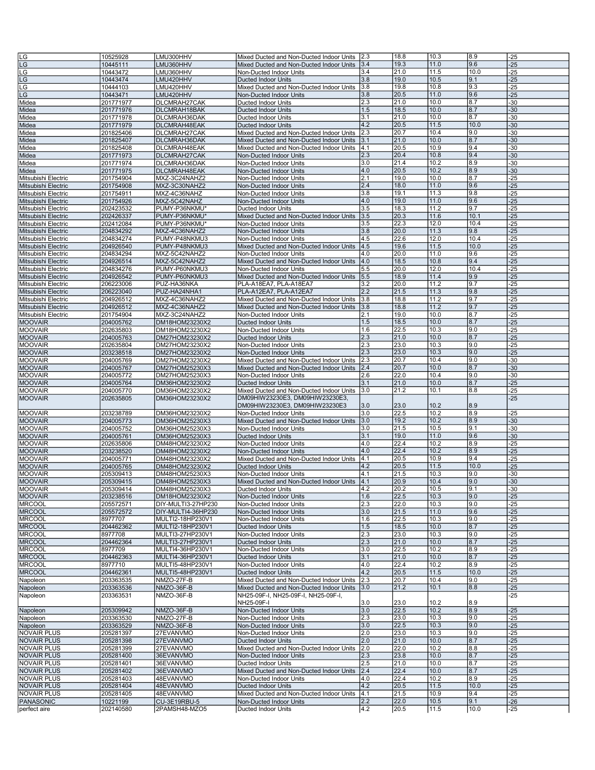| | | | | | | | | |
|---|---|---|---|---|---|---|---|---|
| LG | 10525928 | LMU300HHV | Mixed Ducted and Non-Ducted Indoor Units | 2.3 | 18.8 | 10.3 | 8.9 | -25 |
| LG | 10445111 | LMU360HHV | Mixed Ducted and Non-Ducted Indoor Units | 3.4 | 19.3 | 11.0 | 9.6 | -25 |
| LG | 10443472 | LMU360HHV | Non-Ducted Indoor Units | 3.4 | 21.0 | 11.5 | 10.0 | -25 |
| LG | 10443474 | LMU420HHV | Ducted Indoor Units | 3.8 | 19.0 | 10.5 | 9.1 | -25 |
| LG | 10444103 | LMU420HHV | Mixed Ducted and Non-Ducted Indoor Units | 3.8 | 19.8 | 10.8 | 9.3 | -25 |
| LG | 10443471 | LMU420HHV | Non-Ducted Indoor Units | 3.8 | 20.5 | 11.0 | 9.6 | -25 |
| Midea | 201771977 | DLCMRAH27CAK | Ducted Indoor Units | 2.3 | 21.0 | 10.0 | 8.7 | -30 |
| Midea | 201771976 | DLCMRAH18BAK | Ducted Indoor Units | 1.5 | 18.5 | 10.0 | 8.7 | -30 |
| Midea | 201771978 | DLCMRAH36DAK | Ducted Indoor Units | 3.1 | 21.0 | 10.0 | 8.7 | -30 |
| Midea | 201771979 | DLCMRAH48EAK | Ducted Indoor Units | 4.2 | 20.5 | 11.5 | 10.0 | -30 |
| Midea | 201825406 | DLCMRAH27CAK | Mixed Ducted and Non-Ducted Indoor Units | 2.3 | 20.7 | 10.4 | 9.0 | -30 |
| Midea | 201825407 | DLCMRAH36DAK | Mixed Ducted and Non-Ducted Indoor Units | 3.1 | 21.0 | 10.0 | 8.7 | -30 |
| Midea | 201825408 | DLCMRAH48EAK | Mixed Ducted and Non-Ducted Indoor Units | 4.1 | 20.5 | 10.9 | 9.4 | -30 |
| Midea | 201771973 | DLCMRAH27CAK | Non-Ducted Indoor Units | 2.3 | 20.4 | 10.8 | 9.4 | -30 |
| Midea | 201771974 | DLCMRAH36DAK | Non-Ducted Indoor Units | 3.0 | 21.4 | 10.2 | 8.9 | -30 |
| Midea | 201771975 | DLCMRAH48EAK | Non-Ducted Indoor Units | 4.0 | 20.5 | 10.2 | 8.9 | -30 |
| Mitsubishi Electric | 201754904 | MXZ-3C24NAHZ2 | Non-Ducted Indoor Units | 2.1 | 19.0 | 10.0 | 8.7 | -25 |
| Mitsubishi Electric | 201754908 | MXZ-3C30NAHZ2 | Non-Ducted Indoor Units | 2.4 | 18.0 | 11.0 | 9.6 | -25 |
| Mitsubishi Electric | 201754911 | MXZ-4C36NAHZ | Non-Ducted Indoor Units | 3.8 | 19.1 | 11.3 | 9.8 | -25 |
| Mitsubishi Electric | 201754926 | MXZ-5C42NAHZ | Non-Ducted Indoor Units | 4.0 | 19.0 | 11.0 | 9.6 | -25 |
| Mitsubishi Electric | 202423532 | PUMY-P36NKMU* | Ducted Indoor Units | 3.5 | 18.3 | 11.2 | 9.7 | -25 |
| Mitsubishi Electric | 202426337 | PUMY-P36NKMU* | Mixed Ducted and Non-Ducted Indoor Units | 3.5 | 20.3 | 11.6 | 10.1 | -25 |
| Mitsubishi Electric | 202412084 | PUMY-P36NKMU* | Non-Ducted Indoor Units | 3.5 | 22.3 | 12.0 | 10.4 | -25 |
| Mitsubishi Electric | 204834292 | MXZ-4C36NAHZ2 | Non-Ducted Indoor Units | 3.8 | 20.0 | 11.3 | 9.8 | -25 |
| Mitsubishi Electric | 204834274 | PUMY-P48NKMU3 | Non-Ducted Indoor Units | 4.5 | 22.6 | 12.0 | 10.4 | -25 |
| Mitsubishi Electric | 204926540 | PUMY-P48NKMU3 | Mixed Ducted and Non-Ducted Indoor Units | 4.5 | 19.6 | 11.5 | 10.0 | -25 |
| Mitsubishi Electric | 204834294 | MXZ-5C42NAHZ2 | Non-Ducted Indoor Units | 4.0 | 20.0 | 11.0 | 9.6 | -25 |
| Mitsubishi Electric | 204926514 | MXZ-5C42NAHZ2 | Mixed Ducted and Non-Ducted Indoor Units | 4.0 | 18.5 | 10.8 | 9.4 | -25 |
| Mitsubishi Electric | 204834276 | PUMY-P60NKMU3 | Non-Ducted Indoor Units | 5.5 | 20.0 | 12.0 | 10.4 | -25 |
| Mitsubishi Electric | 204926542 | PUMY-P60NKMU3 | Mixed Ducted and Non-Ducted Indoor Units | 5.5 | 18.9 | 11.4 | 9.9 | -25 |
| Mitsubishi Electric | 206223006 | PUZ-HA36NKA | PLA-A18EA7, PLA-A18EA7 | 3.2 | 20.0 | 11.2 | 9.7 | -25 |
| Mitsubishi Electric | 206223040 | PUZ-HA24NHA1 | PLA-A12EA7, PLA-A12EA7 | 2.2 | 21.5 | 11.3 | 9.8 | -25 |
| Mitsubishi Electric | 204926512 | MXZ-4C36NAHZ2 | Mixed Ducted and Non-Ducted Indoor Units | 3.8 | 18.8 | 11.2 | 9.7 | -25 |
| Mitsubishi Electric | 204926512 | MXZ-4C36NAHZ2 | Mixed Ducted and Non-Ducted Indoor Units | 3.8 | 18.8 | 11.2 | 9.7 | -25 |
| Mitsubishi Electric | 201754904 | MXZ-3C24NAHZ2 | Non-Ducted Indoor Units | 2.1 | 19.0 | 10.0 | 8.7 | -25 |
| MOOVAIR | 204005762 | DM18HOM23230X2 | Ducted Indoor Units | 1.5 | 18.5 | 10.0 | 8.7 | -25 |
| MOOVAIR | 202635803 | DM18HOM23230X2 | Non-Ducted Indoor Units | 1.6 | 22.5 | 10.3 | 9.0 | -25 |
| MOOVAIR | 204005763 | DM27HOM23230X2 | Ducted Indoor Units | 2.3 | 21.0 | 10.0 | 8.7 | -25 |
| MOOVAIR | 202635804 | DM27HOM23230X2 | Non-Ducted Indoor Units | 2.3 | 23.0 | 10.3 | 9.0 | -25 |
| MOOVAIR | 203238518 | DM27HOM23230X2 | Non-Ducted Indoor Units | 2.3 | 23.0 | 10.3 | 9.0 | -25 |
| MOOVAIR | 204005769 | DM27HOM23230X2 | Mixed Ducted and Non-Ducted Indoor Units | 2.3 | 20.7 | 10.4 | 9.0 | -30 |
| MOOVAIR | 204005767 | DM27HOM25230X3 | Mixed Ducted and Non-Ducted Indoor Units | 2.4 | 20.7 | 10.0 | 8.7 | -30 |
| MOOVAIR | 204005772 | DM27HOM25230X3 | Non-Ducted Indoor Units | 2.6 | 22.0 | 10.4 | 9.0 | -30 |
| MOOVAIR | 204005764 | DM36HOM23230X2 | Ducted Indoor Units | 3.1 | 21.0 | 10.0 | 8.7 | -25 |
| MOOVAIR | 204005770 | DM36HOM23230X2 | Mixed Ducted and Non-Ducted Indoor Units | 3.0 | 21.2 | 10.1 | 8.8 | -25 |
| MOOVAIR | 202635805 | DM36HOM23230X2 | DM09HIW23230E3, DM09HIW23230E3, DM09HIW23230E3, DM09HIW23230E3 | 3.0 | 23.0 | 10.2 | 8.9 | -25 |
| MOOVAIR | 203238789 | DM36HOM23230X2 | Non-Ducted Indoor Units | 3.0 | 22.5 | 10.2 | 8.9 | -25 |
| MOOVAIR | 204005773 | DM36HOM25230X3 | Mixed Ducted and Non-Ducted Indoor Units | 3.0 | 19.2 | 10.2 | 8.9 | -30 |
| MOOVAIR | 204005752 | DM36HOM25230X3 | Non-Ducted Indoor Units | 3.0 | 21.5 | 10.5 | 9.1 | -30 |
| MOOVAIR | 204005761 | DM36HOM25230X3 | Ducted Indoor Units | 3.1 | 19.0 | 11.0 | 9.6 | -30 |
| MOOVAIR | 202635806 | DM48HOM23230X2 | Non-Ducted Indoor Units | 4.0 | 22.4 | 10.2 | 8.9 | -25 |
| MOOVAIR | 203238520 | DM48HOM23230X2 | Non-Ducted Indoor Units | 4.0 | 22.4 | 10.2 | 8.9 | -25 |
| MOOVAIR | 204005771 | DM48HOM23230X2 | Mixed Ducted and Non-Ducted Indoor Units | 4.1 | 20.5 | 10.9 | 9.4 | -25 |
| MOOVAIR | 204005765 | DM48HOM23230X2 | Ducted Indoor Units | 4.2 | 20.5 | 11.5 | 10.0 | -25 |
| MOOVAIR | 205309413 | DM48HOM25230X3 | Non-Ducted Indoor Units | 4.1 | 21.5 | 10.3 | 9.0 | -30 |
| MOOVAIR | 205309415 | DM48HOM25230X3 | Mixed Ducted and Non-Ducted Indoor Units | 4.1 | 20.9 | 10.4 | 9.0 | -30 |
| MOOVAIR | 205309414 | DM48HOM25230X3 | Ducted Indoor Units | 4.2 | 20.2 | 10.5 | 9.1 | -30 |
| MOOVAIR | 203238516 | DM18HOM23230X2 | Non-Ducted Indoor Units | 1.6 | 22.5 | 10.3 | 9.0 | -25 |
| MRCOOL | 205572571 | DIY-MULTI3-27HP230 | Non-Ducted Indoor Units | 2.3 | 22.0 | 10.3 | 9.0 | -25 |
| MRCOOL | 205572572 | DIY-MULTI4-36HP230 | Non-Ducted Indoor Units | 3.0 | 21.5 | 11.0 | 9.6 | -25 |
| MRCOOL | 8977707 | MULTI2-18HP230V1 | Non-Ducted Indoor Units | 1.6 | 22.5 | 10.3 | 9.0 | -25 |
| MRCOOL | 204462362 | MULTI2-18HP230V1 | Ducted Indoor Units | 1.5 | 18.5 | 10.0 | 8.7 | -25 |
| MRCOOL | 8977708 | MULTI3-27HP230V1 | Non-Ducted Indoor Units | 2.3 | 23.0 | 10.3 | 9.0 | -25 |
| MRCOOL | 204462364 | MULTI3-27HP230V1 | Ducted Indoor Units | 2.3 | 21.0 | 10.0 | 8.7 | -25 |
| MRCOOL | 8977709 | MULTI4-36HP230V1 | Non-Ducted Indoor Units | 3.0 | 22.5 | 10.2 | 8.9 | -25 |
| MRCOOL | 204462363 | MULTI4-36HP230V1 | Ducted Indoor Units | 3.1 | 21.0 | 10.0 | 8.7 | -25 |
| MRCOOL | 8977710 | MULTI5-48HP230V1 | Non-Ducted Indoor Units | 4.0 | 22.4 | 10.2 | 8.9 | -25 |
| MRCOOL | 204462361 | MULTI5-48HP230V1 | Ducted Indoor Units | 4.2 | 20.5 | 11.5 | 10.0 | -25 |
| Napoleon | 203363535 | NMZO-27F-B | Mixed Ducted and Non-Ducted Indoor Units | 2.3 | 20.7 | 10.4 | 9.0 | -25 |
| Napoleon | 203363536 | NMZO-36F-B | Mixed Ducted and Non-Ducted Indoor Units | 3.0 | 21.2 | 10.1 | 8.8 | -25 |
| Napoleon | 203363531 | NMZO-36F-B | NH25-09F-I, NH25-09F-I, NH25-09F-I, NH25-09F-I | 3.0 | 23.0 | 10.2 | 8.9 | -25 |
| Napoleon | 205309942 | NMZO-36F-B | Non-Ducted Indoor Units | 3.0 | 22.5 | 10.2 | 8.9 | -25 |
| Napoleon | 203363530 | NMZO-27F-B | Non-Ducted Indoor Units | 2.3 | 23.0 | 10.3 | 9.0 | -25 |
| Napoleon | 203363529 | NMZO-36F-B | Non-Ducted Indoor Units | 3.0 | 22.5 | 10.3 | 9.0 | -25 |
| NOVAIR PLUS | 205281397 | 27EVANVMO | Non-Ducted Indoor Units | 2.0 | 23.0 | 10.3 | 9.0 | -25 |
| NOVAIR PLUS | 205281398 | 27EVANVMO | Ducted Indoor Units | 2.0 | 21.0 | 10.0 | 8.7 | -25 |
| NOVAIR PLUS | 205281399 | 27EVANVMO | Mixed Ducted and Non-Ducted Indoor Units | 2.0 | 22.0 | 10.2 | 8.8 | -25 |
| NOVAIR PLUS | 205281400 | 36EVANVMO | Non-Ducted Indoor Units | 2.3 | 23.8 | 10.0 | 8.7 | -25 |
| NOVAIR PLUS | 205281401 | 36EVANVMO | Ducted Indoor Units | 2.5 | 21.0 | 10.0 | 8.7 | -25 |
| NOVAIR PLUS | 205281402 | 36EVANVMO | Mixed Ducted and Non-Ducted Indoor Units | 2.4 | 22.4 | 10.0 | 8.7 | -25 |
| NOVAIR PLUS | 205281403 | 48EVANVMO | Non-Ducted Indoor Units | 4.0 | 22.4 | 10.2 | 8.9 | -25 |
| NOVAIR PLUS | 205281404 | 48EVANVMO | Ducted Indoor Units | 4.2 | 20.5 | 11.5 | 10.0 | -25 |
| NOVAIR PLUS | 205281405 | 48EVANVMO | Mixed Ducted and Non-Ducted Indoor Units | 4.1 | 21.5 | 10.9 | 9.4 | -25 |
| PANASONIC | 10221199 | CU-3E19RBU-5 | Non-Ducted Indoor Units | 2.2 | 22.0 | 10.5 | 9.1 | -26 |
| perfect aire | 202140580 | 2PAMSH48-MZO5 | Ducted Indoor Units | 4.2 | 20.5 | 11.5 | 10.0 | -25 |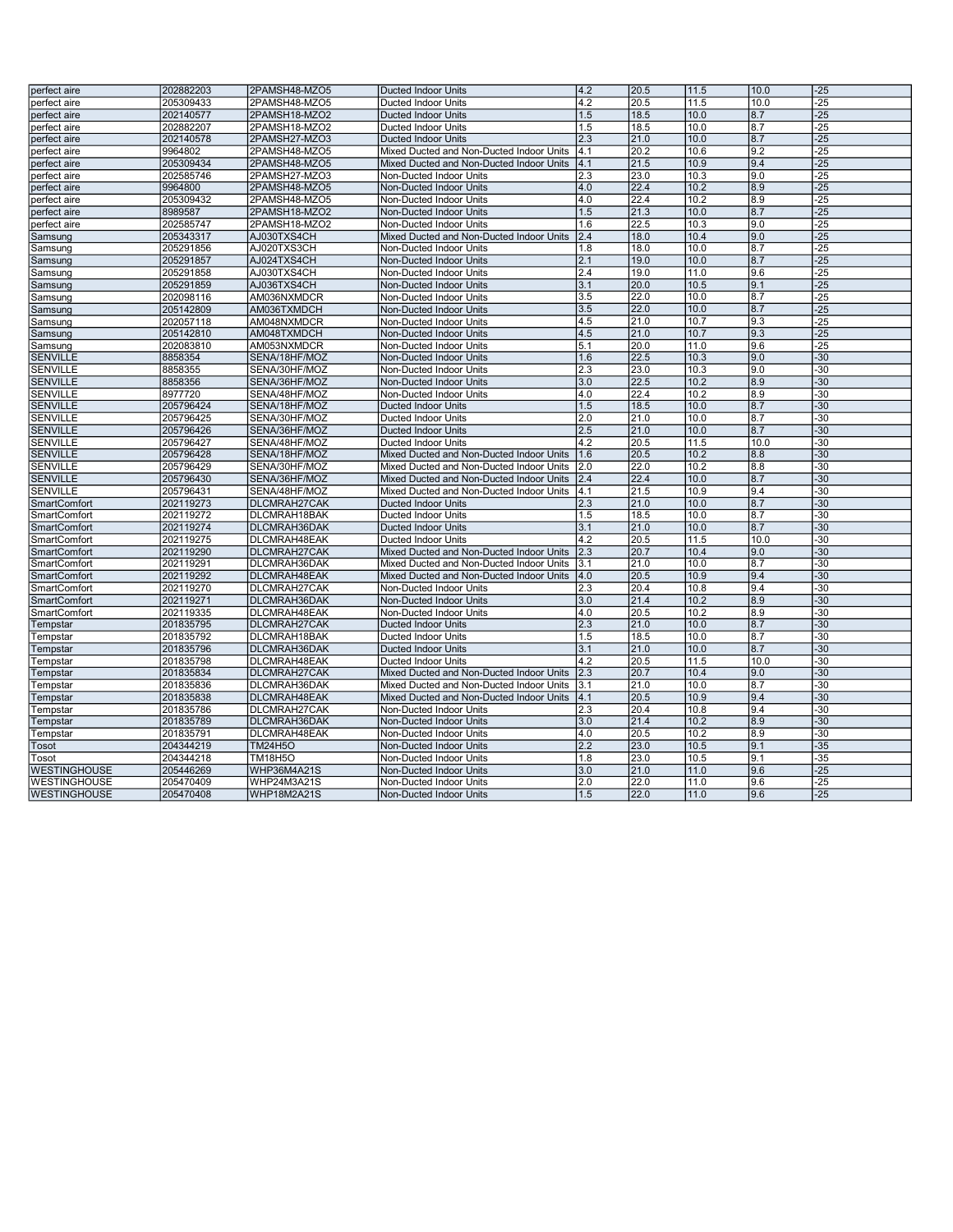| | | | | | | | | |
|---|---|---|---|---|---|---|---|---|
| perfect aire | 202882203 | 2PAMSH48-MZO5 | Ducted Indoor Units | 4.2 | 20.5 | 11.5 | 10.0 | -25 |
| perfect aire | 205309433 | 2PAMSH48-MZO5 | Ducted Indoor Units | 4.2 | 20.5 | 11.5 | 10.0 | -25 |
| perfect aire | 202140577 | 2PAMSH18-MZO2 | Ducted Indoor Units | 1.5 | 18.5 | 10.0 | 8.7 | -25 |
| perfect aire | 202882207 | 2PAMSH18-MZO2 | Ducted Indoor Units | 1.5 | 18.5 | 10.0 | 8.7 | -25 |
| perfect aire | 202140578 | 2PAMSH27-MZO3 | Ducted Indoor Units | 2.3 | 21.0 | 10.0 | 8.7 | -25 |
| perfect aire | 9964802 | 2PAMSH48-MZO5 | Mixed Ducted and Non-Ducted Indoor Units | 4.1 | 20.2 | 10.6 | 9.2 | -25 |
| perfect aire | 205309434 | 2PAMSH48-MZO5 | Mixed Ducted and Non-Ducted Indoor Units | 4.1 | 21.5 | 10.9 | 9.4 | -25 |
| perfect aire | 202585746 | 2PAMSH27-MZO3 | Non-Ducted Indoor Units | 2.3 | 23.0 | 10.3 | 9.0 | -25 |
| perfect aire | 9964800 | 2PAMSH48-MZO5 | Non-Ducted Indoor Units | 4.0 | 22.4 | 10.2 | 8.9 | -25 |
| perfect aire | 205309432 | 2PAMSH48-MZO5 | Non-Ducted Indoor Units | 4.0 | 22.4 | 10.2 | 8.9 | -25 |
| perfect aire | 8989587 | 2PAMSH18-MZO2 | Non-Ducted Indoor Units | 1.5 | 21.3 | 10.0 | 8.7 | -25 |
| perfect aire | 202585747 | 2PAMSH18-MZO2 | Non-Ducted Indoor Units | 1.6 | 22.5 | 10.3 | 9.0 | -25 |
| Samsung | 205343317 | AJ030TXS4CH | Mixed Ducted and Non-Ducted Indoor Units | 2.4 | 18.0 | 10.4 | 9.0 | -25 |
| Samsung | 205291856 | AJ020TXS3CH | Non-Ducted Indoor Units | 1.8 | 18.0 | 10.0 | 8.7 | -25 |
| Samsung | 205291857 | AJ024TXS4CH | Non-Ducted Indoor Units | 2.1 | 19.0 | 10.0 | 8.7 | -25 |
| Samsung | 205291858 | AJ030TXS4CH | Non-Ducted Indoor Units | 2.4 | 19.0 | 11.0 | 9.6 | -25 |
| Samsung | 205291859 | AJ036TXS4CH | Non-Ducted Indoor Units | 3.1 | 20.0 | 10.5 | 9.1 | -25 |
| Samsung | 202098116 | AM036NXMDCR | Non-Ducted Indoor Units | 3.5 | 22.0 | 10.0 | 8.7 | -25 |
| Samsung | 205142809 | AM036TXMDCH | Non-Ducted Indoor Units | 3.5 | 22.0 | 10.0 | 8.7 | -25 |
| Samsung | 202057118 | AM048NXMDCR | Non-Ducted Indoor Units | 4.5 | 21.0 | 10.7 | 9.3 | -25 |
| Samsung | 205142810 | AM048TXMDCH | Non-Ducted Indoor Units | 4.5 | 21.0 | 10.7 | 9.3 | -25 |
| Samsung | 202083810 | AM053NXMDCR | Non-Ducted Indoor Units | 5.1 | 20.0 | 11.0 | 9.6 | -25 |
| SENVILLE | 8858354 | SENA/18HF/MOZ | Non-Ducted Indoor Units | 1.6 | 22.5 | 10.3 | 9.0 | -30 |
| SENVILLE | 8858355 | SENA/30HF/MOZ | Non-Ducted Indoor Units | 2.3 | 23.0 | 10.3 | 9.0 | -30 |
| SENVILLE | 8858356 | SENA/36HF/MOZ | Non-Ducted Indoor Units | 3.0 | 22.5 | 10.2 | 8.9 | -30 |
| SENVILLE | 8977720 | SENA/48HF/MOZ | Non-Ducted Indoor Units | 4.0 | 22.4 | 10.2 | 8.9 | -30 |
| SENVILLE | 205796424 | SENA/18HF/MOZ | Ducted Indoor Units | 1.5 | 18.5 | 10.0 | 8.7 | -30 |
| SENVILLE | 205796425 | SENA/30HF/MOZ | Ducted Indoor Units | 2.0 | 21.0 | 10.0 | 8.7 | -30 |
| SENVILLE | 205796426 | SENA/36HF/MOZ | Ducted Indoor Units | 2.5 | 21.0 | 10.0 | 8.7 | -30 |
| SENVILLE | 205796427 | SENA/48HF/MOZ | Ducted Indoor Units | 4.2 | 20.5 | 11.5 | 10.0 | -30 |
| SENVILLE | 205796428 | SENA/18HF/MOZ | Mixed Ducted and Non-Ducted Indoor Units | 1.6 | 20.5 | 10.2 | 8.8 | -30 |
| SENVILLE | 205796429 | SENA/30HF/MOZ | Mixed Ducted and Non-Ducted Indoor Units | 2.0 | 22.0 | 10.2 | 8.8 | -30 |
| SENVILLE | 205796430 | SENA/36HF/MOZ | Mixed Ducted and Non-Ducted Indoor Units | 2.4 | 22.4 | 10.0 | 8.7 | -30 |
| SENVILLE | 205796431 | SENA/48HF/MOZ | Mixed Ducted and Non-Ducted Indoor Units | 4.1 | 21.5 | 10.9 | 9.4 | -30 |
| SmartComfort | 202119273 | DLCMRAH27CAK | Ducted Indoor Units | 2.3 | 21.0 | 10.0 | 8.7 | -30 |
| SmartComfort | 202119272 | DLCMRAH18BAK | Ducted Indoor Units | 1.5 | 18.5 | 10.0 | 8.7 | -30 |
| SmartComfort | 202119274 | DLCMRAH36DAK | Ducted Indoor Units | 3.1 | 21.0 | 10.0 | 8.7 | -30 |
| SmartComfort | 202119275 | DLCMRAH48EAK | Ducted Indoor Units | 4.2 | 20.5 | 11.5 | 10.0 | -30 |
| SmartComfort | 202119290 | DLCMRAH27CAK | Mixed Ducted and Non-Ducted Indoor Units | 2.3 | 20.7 | 10.4 | 9.0 | -30 |
| SmartComfort | 202119291 | DLCMRAH36DAK | Mixed Ducted and Non-Ducted Indoor Units | 3.1 | 21.0 | 10.0 | 8.7 | -30 |
| SmartComfort | 202119292 | DLCMRAH48EAK | Mixed Ducted and Non-Ducted Indoor Units | 4.0 | 20.5 | 10.9 | 9.4 | -30 |
| SmartComfort | 202119270 | DLCMRAH27CAK | Non-Ducted Indoor Units | 2.3 | 20.4 | 10.8 | 9.4 | -30 |
| SmartComfort | 202119271 | DLCMRAH36DAK | Non-Ducted Indoor Units | 3.0 | 21.4 | 10.2 | 8.9 | -30 |
| SmartComfort | 202119335 | DLCMRAH48EAK | Non-Ducted Indoor Units | 4.0 | 20.5 | 10.2 | 8.9 | -30 |
| Tempstar | 201835795 | DLCMRAH27CAK | Ducted Indoor Units | 2.3 | 21.0 | 10.0 | 8.7 | -30 |
| Tempstar | 201835792 | DLCMRAH18BAK | Ducted Indoor Units | 1.5 | 18.5 | 10.0 | 8.7 | -30 |
| Tempstar | 201835796 | DLCMRAH36DAK | Ducted Indoor Units | 3.1 | 21.0 | 10.0 | 8.7 | -30 |
| Tempstar | 201835798 | DLCMRAH48EAK | Ducted Indoor Units | 4.2 | 20.5 | 11.5 | 10.0 | -30 |
| Tempstar | 201835834 | DLCMRAH27CAK | Mixed Ducted and Non-Ducted Indoor Units | 2.3 | 20.7 | 10.4 | 9.0 | -30 |
| Tempstar | 201835836 | DLCMRAH36DAK | Mixed Ducted and Non-Ducted Indoor Units | 3.1 | 21.0 | 10.0 | 8.7 | -30 |
| Tempstar | 201835838 | DLCMRAH48EAK | Mixed Ducted and Non-Ducted Indoor Units | 4.1 | 20.5 | 10.9 | 9.4 | -30 |
| Tempstar | 201835786 | DLCMRAH27CAK | Non-Ducted Indoor Units | 2.3 | 20.4 | 10.8 | 9.4 | -30 |
| Tempstar | 201835789 | DLCMRAH36DAK | Non-Ducted Indoor Units | 3.0 | 21.4 | 10.2 | 8.9 | -30 |
| Tempstar | 201835791 | DLCMRAH48EAK | Non-Ducted Indoor Units | 4.0 | 20.5 | 10.2 | 8.9 | -30 |
| Tosot | 204344219 | TM24H5O | Non-Ducted Indoor Units | 2.2 | 23.0 | 10.5 | 9.1 | -35 |
| Tosot | 204344218 | TM18H5O | Non-Ducted Indoor Units | 1.8 | 23.0 | 10.5 | 9.1 | -35 |
| WESTINGHOUSE | 205446269 | WHP36M4A21S | Non-Ducted Indoor Units | 3.0 | 21.0 | 11.0 | 9.6 | -25 |
| WESTINGHOUSE | 205470409 | WHP24M3A21S | Non-Ducted Indoor Units | 2.0 | 22.0 | 11.0 | 9.6 | -25 |
| WESTINGHOUSE | 205470408 | WHP18M2A21S | Non-Ducted Indoor Units | 1.5 | 22.0 | 11.0 | 9.6 | -25 |